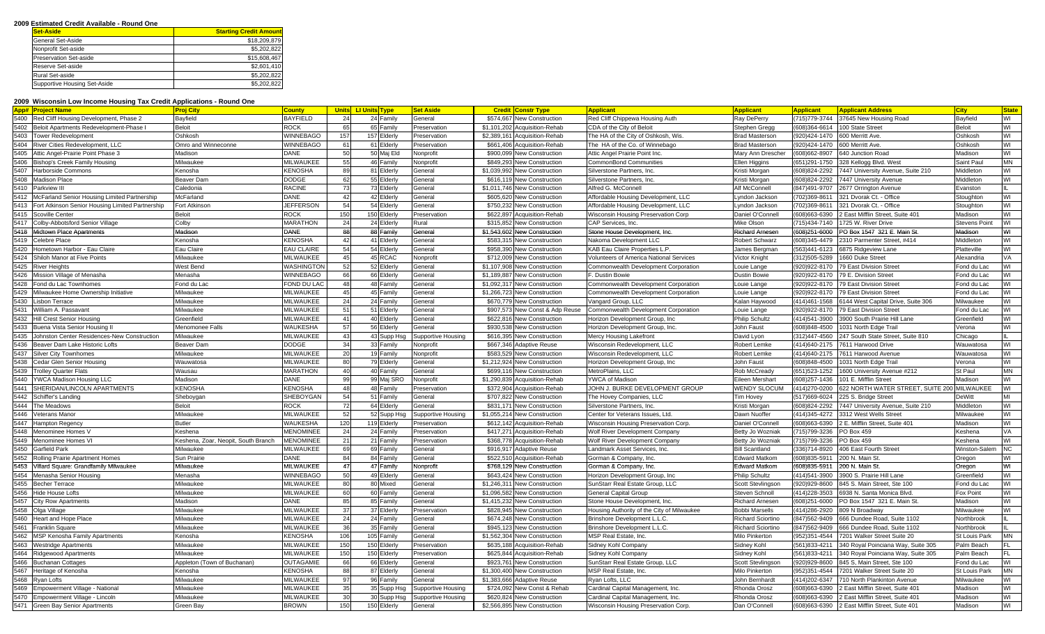## 2009 Estimated Credit Available - Round One

| Set-Aside | Starting Credit Amount |
|---|---|
| General Set-Aside | $18,209,879 |
| Nonprofit Set-aside | $5,202,822 |
| Preservation Set-aside | $15,608,467 |
| Reserve Set-aside | $2,601,410 |
| Rural Set-aside | $5,202,822 |
| Supportive Housing Set-Aside | $5,202,822 |

## 2009 Wisconsin Low Income Housing Tax Credit Applications - Round One

| App# | Project Name | Proj City | County | Units | LI Units | Type | Set Aside | Credit | Constr Type | Applicant | Applicant | Applicant | Applicant Address | City | State |
|---|---|---|---|---|---|---|---|---|---|---|---|---|---|---|---|
| 5400 | Red Cliff Housing Development, Phase 2 | Bayfield | BAYFIELD | 24 | 24 | Family | General | $574,667 | New Construction | Red Cliff Chippewa Housing Auth | Ray DePerry | (715)779-3744 | 37645 New Housing Road | Bayfield | WI |
| 5402 | Beloit Apartments Redevelopment-Phase I | Beloit | ROCK | 65 | 65 | Family | Preservation | $1,101,202 | Acquisition-Rehab | CDA of the City of Beloit | Stephen Gregg | (608)364-6614 | 100 State Street | Beloit | WI |
| 5403 | Tower Redevelopment | Oshkosh | WINNEBAGO | 157 | 157 | Elderly | Preservation | $2,389,161 | Acquisition-Rehab | The HA of the City of Oshkosh, Wis. | Brad Masterson | (920)424-1470 | 600 Merritt Ave. | Oshkosh | WI |
| 5404 | River Cities Redevelopment, LLC | Omro and Winneconne | WINNEBAGO | 61 | 61 | Elderly | Preservation | $661,406 | Acquisition-Rehab | The HA of the Co. of Winnebago | Brad Masterson | (920)424-1470 | 600 Merritt Ave. | Oshkosh | WI |
| 5405 | Attic Angel-Prairie Point Phase 3 | Madison | DANE | 50 | 50 | Maj Eld | Nonprofit | $900,099 | New Construction | Attic Angel Prairie Point Inc. | Mary Ann Drescher | (608)662-8907 | 640 Junction Road | Madison | WI |
| 5406 | Bishop's Creek Family Housing | Milwaukee | MILWAUKEE | 55 | 46 | Family | Nonprofit | $849,293 | New Construction | CommonBond Communities | Ellen Higgins | (651)291-1750 | 328 Kellogg Blvd. West | Saint Paul | MN |
| 5407 | Harborside Commons | Kenosha | KENOSHA | 89 | 81 | Elderly | General | $1,039,992 | New Construction | Silverstone Partners, Inc. | Kristi Morgan | (608)824-2292 | 7447 University Avenue, Suite 210 | Middleton | WI |
| 5408 | Madison Place | Beaver Dam | DODGE | 62 | 55 | Elderly | General | $616,119 | New Construction | Silverstone Partners, Inc. | Kristi Morgan | (608)824-2292 | 7447 University Avenue | Middleton | WI |
| 5410 | Parkview III | Caledonia | RACINE | 73 | 73 | Elderly | General | $1,011,746 | New Construction | Alfred G. McConnell | Alf McConnell | (847)491-9707 | 2677 Orrington Avenue | Evanston | IL |
| 5412 | McFarland Senior Housing Limited Partnership | McFarland | DANE | 42 | 42 | Elderly | General | $605,620 | New Construction | Affordable Housing Development, LLC | Lyndon Jackson | (702)369-8611 | 321 Dvorak Ct. - Office | Stoughton | WI |
| 5413 | Fort Atkinson Senior Housing Limited Partnership | Fort Atkinson | JEFFERSON | 54 | 54 | Elderly | General | $750,232 | New Construction | Affordable Housing Development, LLC | Lyndon Jackson | (702)369-8611 | 321 Dvorak Ct. - Office | Stoughton | WI |
| 5415 | Scoville Center | Beloit | ROCK | 150 | 150 | Elderly | Preservation | $622,897 | Acquisition-Rehab | Wisconsin Housing Preservation Corp | Daniel O'Connell | (608)663-6390 | 2 East Mifflin Street, Suite 401 | Madison | WI |
| 5417 | Colby-Abbotsford Senior Village | Colby | MARATHON | 24 | 24 | Elderly | Rural | $315,852 | New Construction | CAP Services, Inc. | Mike Olson | (715)434-7140 | 1725 W. River Drive | Stevens Point | WI |
| 5418 | ~~Midtown Place Apartments~~ | ~~Madison~~ | ~~DANE~~ | ~~88~~ | ~~88~~ | ~~Family~~ | ~~General~~ | ~~$1,543,602~~ | ~~New Construction~~ | ~~Stone House Development, Inc.~~ | ~~Richard Arnesen~~ | ~~(608)251-6000~~ | ~~PO Box 1547 321 E. Main St.~~ | ~~Madison~~ | ~~WI~~ |
| 5419 | Celebre Place | Kenosha | KENOSHA | 42 | 41 | Elderly | General | $583,315 | New Construction | Nakoma Development LLC | Robert Schwarz | (608)345-4479 | 2310 Parmenter Street, #414 | Middleton | WI |
| 5420 | Hometown Harbor - Eau Claire | Eau Claire | EAU CLAIRE | 54 | 54 | Elderly | General | $958,390 | New Construction | KAB Eau Claire Properties L.P. | James Bergman | (563)441-6123 | 6875 Ridgeview Lane | Platteville | WI |
| 5424 | Shiloh Manor at Five Points | Milwaukee | MILWAUKEE | 45 | 45 | RCAC | Nonprofit | $712,009 | New Construction | Volunteers of America National Services | Victor Knight | (312)505-5289 | 1660 Duke Street | Alexandria | VA |
| 5425 | River Heights | West Bend | WASHINGTON | 52 | 52 | Elderly | General | $1,107,908 | New Construction | Commonwealth Development Corporation | Louie Lange | (920)922-8170 | 79 East Division Street | Fond du Lac | WI |
| 5426 | Mission Village of Menasha | Menasha | WINNEBAGO | 66 | 66 | Elderly | General | $1,189,887 | New Construction | F. Dustin Bowie | Dustin Bowie | (920)922-8170 | 79 E. Division Street | Fond du Lac | WI |
| 5428 | Fond du Lac Townhomes | Fond du Lac | FOND DU LAC | 48 | 48 | Family | General | $1,092,317 | New Construction | Commonwealth Development Corporation | Louie Lange | (920)922-8170 | 79 East Division Street | Fond du Lac | WI |
| 5429 | Milwaukee Home Ownership Initiative | Milwaukee | MILWAUKEE | 45 | 45 | Family | General | $1,266,723 | New Construction | Commonwealth Development Corporation | Louie Lange | (920)922-8170 | 79 East Division Street | Fond du Lac | WI |
| 5430 | Lisbon Terrace | Milwaukee | MILWAUKEE | 24 | 24 | Family | General | $670,779 | New Construction | Vangard Group, LLC | Kalan Haywood | (414)461-1568 | 6144 West Capitol Drive, Suite 306 | Milwaukee | WI |
| 5431 | William A. Passavant | Milwaukee | MILWAUKEE | 51 | 51 | Elderly | General | $907,573 | New Const & Adp Reuse | Commonwealth Development Corporation | Louie Lange | (920)922-8170 | 79 East Division Street | Fond du Lac | WI |
| 5432 | Hill Crest Senior Housing | Greenfield | MILWAUKEE | 41 | 40 | Elderly | General | $622,816 | New Construction | Horizon Development Group, Inc | Philip Schultz | (414)541-3900 | 3900 South Prairie Hill Lane | Greenfield | WI |
| 5433 | Buena Vista Senior Housing II | Menomonee Falls | WAUKESHA | 57 | 56 | Elderly | General | $930,538 | New Construction | Horizon Development Group, Inc. | John Faust | (608)848-4500 | 1031 North Edge Trail | Verona | WI |
| 5435 | Johnston Center Residences-New Construction | Milwaukee | MILWAUKEE | 43 | 43 | Supp Hsg | Supportive Housing | $616,395 | New Construction | Mercy Housing Lakefront | David Lyon | (312)447-4560 | 247 South State Street, Suite 810 | Chicago | IL |
| 5436 | Beaver Dam Lake Historic Lofts | Beaver Dam | DODGE | 34 | 33 | Family | Nonprofit | $667,346 | Adaptive Reuse | Wisconsin Redevelopment, LLC | Robert Lemke | (414)640-2175 | 7611 Harwood Drive | Wauwatosa | WI |
| 5437 | Silver City Townhomes | Milwaukee | MILWAUKEE | 20 | 19 | Family | Nonprofit | $583,529 | New Construction | Wisconsin Redevelopment, LLC | Robert Lemke | (414)640-2175 | 7611 Harwood Avenue | Wauwatosa | WI |
| 5438 | Cedar Glen Senior Housing | Wauwatosa | MILWAUKEE | 80 | 79 | Elderly | General | $1,212,924 | New Construction | Horizon Development Group, Inc | John Faust | (608)848-4500 | 1031 North Edge Trail | Verona | WI |
| 5439 | Trolley Quarter Flats | Wausau | MARATHON | 40 | 40 | Family | General | $699,116 | New Construction | MetroPlains, LLC | Rob McCready | (651)523-1252 | 1600 University Avenue #212 | St Paul | MN |
| 5440 | YWCA Madison Housing LLC | Madison | DANE | 99 | 99 | Maj SRO | Nonprofit | $1,290,839 | Acquisition-Rehab | YWCA of Madison | Eileen Mershart | (608)257-1436 | 101 E. Mifflin Street | Madison | WI |
| 5441 | SHERIDAN/LINCOLN APARTMENTS | KENOSHA | KENOSHA | 48 | 48 | Family | Preservation | $372,904 | Acquisition-Rehab | JOHN J. BURKE DEVELOPMENT GROUP | WENDY SLOCUM | (414)270-0200 | 622 NORTH WATER STREET, SUITE 200 | MILWAUKEE | WI |
| 5442 | Schiffer's Landing | Sheboygan | SHEBOYGAN | 54 | 51 | Family | General | $707,822 | New Construction | The Hovey Companies, LLC | Tim Hovey | (517)669-6024 | 225 S. Bridge Street | DeWitt | MI |
| 5444 | The Meadows | Beloit | ROCK | 72 | 64 | Elderly | General | $831,171 | New Construction | Silverstone Partners, Inc. | Kristi Morgan | (608)824-2292 | 7447 University Avenue, Suite 210 | Middleton | WI |
| 5446 | Veterans Manor | Milwaukee | MILWAUKEE | 52 | 52 | Supp Hsg | Supportive Housing | $1,055,214 | New Construction | Center for Veterans Issues, Ltd. | Dawn Nuoffer | (414)345-4272 | 3312 West Wells Street | Milwaukee | WI |
| 5447 | Hampton Regency | Butler | WAUKESHA | 120 | 119 | Elderly | Preservation | $612,142 | Acquisition-Rehab | Wisconsin Housing Preservation Corp. | Daniel O'Connell | (608)663-6390 | 2 E. Mifflin Street, Suite 401 | Madison | WI |
| 5448 | Menominee Homes V | Keshena | MENOMINEE | 24 | 24 | Family | Preservation | $417,271 | Acquisition-Rehab | Wolf River Development Company | Betty Jo Wozniak | (715)799-3236 | PO Box 459 | Keshena | VA |
| 5449 | Menominee Homes VI | Keshena, Zoar, Neopit, South Branch | MENOMINEE | 21 | 21 | Family | Preservation | $368,778 | Acquisition-Rehab | Wolf River Development Company | Betty Jo Wozniak | (715)799-3236 | PO Box 459 | Keshena | WI |
| 5450 | Garfield Park | Milwaukee | MILWAUKEE | 69 | 69 | Family | General | $916,917 | Adaptive Reuse | Landmark Asset Services, Inc. | Bill Scantland | (336)714-8920 | 406 East Fourth Street | Winston-Salem | NC |
| 5452 | Rolling Prairie Apartment Homes | Sun Prairie | DANE | 84 | 84 | Family | General | $522,510 | Acquisition-Rehab | Gorman & Company, Inc. | Edward Matkom | (608)835-5911 | 200 N. Main St. | Oregon | WI |
| 5453 | ~~Villard Square: Grandfamily Milwaukee~~ | ~~Milwaukee~~ | ~~MILWAUKEE~~ | ~~47~~ | ~~47~~ | ~~Family~~ | ~~Nonprofit~~ | ~~$768,129~~ | ~~New Construction~~ | ~~Gorman & Company, Inc.~~ | ~~Edward Matkom~~ | ~~(608)835-5911~~ | ~~200 N. Main St.~~ | ~~Oregon~~ | ~~WI~~ |
| 5454 | Menasha Senior Housing | Menasha | WINNEBAGO | 50 | 49 | Elderly | General | $643,424 | New Construction | Horizon Development Group, Inc | Philip Schultz | (414)541-3900 | 3900 S. Prairie Hill Lane | Greenfield | WI |
| 5455 | Becher Terrace | Milwaukee | MILWAUKEE | 80 | 80 | Mixed | General | $1,246,311 | New Construction | SunStarr Real Estate Group, LLC | Scott Stevlingson | (920)929-8600 | 845 S. Main Street, Ste 100 | Fond du Lac | WI |
| 5456 | Hide House Lofts | Milwaukee | MILWAUKEE | 60 | 60 | Family | General | $1,096,582 | New Construction | General Capital Group | Steven Schnoll | (414)228-3503 | 6938 N. Santa Monica Blvd. | Fox Point | WI |
| 5457 | City Row Apartments | Madison | DANE | 85 | 85 | Family | General | $1,415,232 | New Construction | Stone House Development, Inc. | Richard Arnesen | (608)251-6000 | PO Box 1547 321 E. Main St. | Madison | WI |
| 5458 | Olga Village | Milwaukee | MILWAUKEE | 37 | 37 | Elderly | Preservation | $828,945 | New Construction | Housing Authority of the City of Milwaukee | Bobbi Marsells | (414)286-2920 | 809 N Broadway | Milwaukee | WI |
| 5460 | Heart and Hope Place | Milwaukee | MILWAUKEE | 24 | 24 | Family | General | $674,248 | New Construction | Brinshore Development L.L.C. | Richard Sciortino | (847)562-9409 | 666 Dundee Road, Suite 1102 | Northbrook | IL |
| 5461 | Franklin Square | Milwaukee | MILWAUKEE | 36 | 35 | Family | General | $945,123 | New Construction | Brinshore Development L.L.C. | Richard Sciortino | (847)562-9409 | 666 Dundee Road, Suite 1102 | Northbrook | IL |
| 5462 | MSP Kenosha Family Apartments | Kenosha | KENOSHA | 106 | 105 | Family | General | $1,562,304 | New Construction | MSP Real Estate, Inc. | Milo Pinkerton | (952)351-4544 | 7201 Walker Street Suite 20 | St Louis Park | MN |
| 5463 | Westridge Apartments | Milwaukee | MILWAUKEE | 150 | 150 | Elderly | Preservation | $635,188 | Acquisition-Rehab | Sidney Kohl Company | Sidney Kohl | (561)833-4211 | 340 Royal Poinciana Way, Suite 305 | Palm Beach | FL |
| 5464 | Ridgewood Apartments | Milwaukee | MILWAUKEE | 150 | 150 | Elderly | Preservation | $625,604 | Acquisition-Rehab | Sidney Kohl Company | Sidney Kohl | (561)833-4211 | 340 Royal Poinciana Way, Suite 305 | Palm Beach | FL |
| 5466 | Buchanan Cottages | Appleton (Town of Buchanan) | OUTAGAMIE | 66 | 66 | Elderly | General | $923,761 | New Construction | SunStarr Real Estate Group, LLC | Scott Stevlingson | (920)929-8600 | 845 S, Main Street, Ste 100 | Fond du Lac | WI |
| 5467 | Heritage of Kenosha | Kenosha | KENOSHA | 88 | 87 | Elderly | General | $1,300,400 | New Construction | MSP Real Estate, Inc. | Milo Pinkerton | (952)351-4544 | 7201 Walker Street Suite 20 | St Louis Park | MN |
| 5468 | Ryan Lofts | Milwaukee | MILWAUKEE | 97 | 96 | Family | General | $1,383,666 | Adaptive Reuse | Ryan Lofts, LLC | John Bernhardt | (414)202-6347 | 710 North Plankinton Avenue | Milwaukee | WI |
| 5469 | Empowerment Village - National | Milwaukee | MILWAUKEE | 35 | 35 | Supp Hsg | Supportive Housing | $724,092 | New Const & Rehab | Cardinal Capital Management, Inc. | Rhonda Orosz | (608)663-6390 | 2 East Mifflin Street, Suite 401 | Madison | WI |
| 5470 | Empowerment Village - Lincoln | Milwaukee | MILWAUKEE | 30 | 30 | Supp Hsg | Supportive Housing | $620,824 | New Construction | Cardinal Capital Management, Inc. | Rhonda Orosz | (608)663-6390 | 2 East Mifflin Street, Suite 401 | Madison | WI |
| 5471 | Green Bay Senior Apartments | Green Bay | BROWN | 150 | 150 | Elderly | General | $2,566,895 | New Construction | Wisconsin Housing Preservation Corp. | Dan O'Connell | (608)663-6390 | 2 East Mifflin Street, Suite 401 | Madison | WI |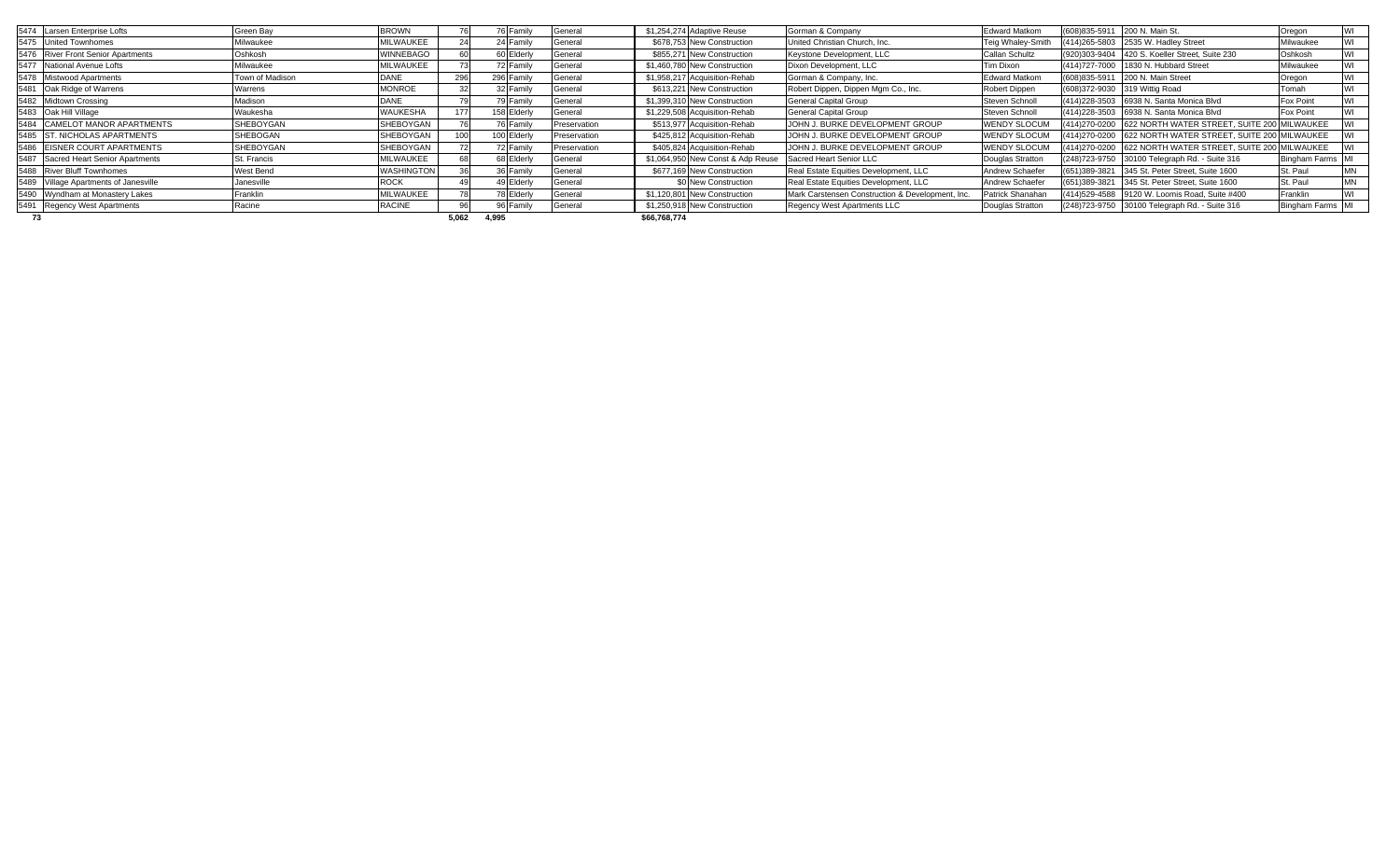| | | | | | | | | | | | | | | | |
|---|---|---|---|---|---|---|---|---|---|---|---|---|---|---|---|
| 5474 | Larsen Enterprise Lofts | Green Bay | BROWN | 76 | 76 | Family | General | $1,254,274 | Adaptive Reuse | Gorman & Company | Edward Matkom | (608)835-5911 | 200 N. Main St. | Oregon | WI |
| 5475 | United Townhomes | Milwaukee | MILWAUKEE | 24 | 24 | Family | General | $678,753 | New Construction | United Christian Church, Inc. | Teig Whaley-Smith | (414)265-5803 | 2535 W. Hadley Street | Milwaukee | WI |
| 5476 | River Front Senior Apartments | Oshkosh | WINNEBAGO | 60 | 60 | Elderly | General | $855,271 | New Construction | Keystone Development, LLC | Callan Schultz | (920)303-9404 | 420 S. Koeller Street, Suite 230 | Oshkosh | WI |
| 5477 | National Avenue Lofts | Milwaukee | MILWAUKEE | 73 | 72 | Family | General | $1,460,780 | New Construction | Dixon Development, LLC | Tim Dixon | (414)727-7000 | 1830 N. Hubbard Street | Milwaukee | WI |
| 5478 | Mistwood Apartments | Town of Madison | DANE | 296 | 296 | Family | General | $1,958,217 | Acquisition-Rehab | Gorman & Company, Inc. | Edward Matkom | (608)835-5911 | 200 N. Main Street | Oregon | WI |
| 5481 | Oak Ridge of Warrens | Warrens | MONROE | 32 | 32 | Family | General | $613,221 | New Construction | Robert Dippen, Dippen Mgm Co., Inc. | Robert Dippen | (608)372-9030 | 319 Wittig Road | Tomah | WI |
| 5482 | Midtown Crossing | Madison | DANE | 79 | 79 | Family | General | $1,399,310 | New Construction | General Capital Group | Steven Schnoll | (414)228-3503 | 6938 N. Santa Monica Blvd | Fox Point | WI |
| 5483 | Oak Hill Village | Waukesha | WAUKESHA | 177 | 158 | Elderly | General | $1,229,508 | Acquisition-Rehab | General Capital Group | Steven Schnoll | (414)228-3503 | 6938 N. Santa Monica Blvd | Fox Point | WI |
| 5484 | CAMELOT MANOR APARTMENTS | SHEBOYGAN | SHEBOYGAN | 76 | 76 | Family | Preservation | $513,977 | Acquisition-Rehab | JOHN J. BURKE DEVELOPMENT GROUP | WENDY SLOCUM | (414)270-0200 | 622 NORTH WATER STREET, SUITE 200 | MILWAUKEE | WI |
| 5485 | ST. NICHOLAS APARTMENTS | SHEBOGAN | SHEBOYGAN | 100 | 100 | Elderly | Preservation | $425,812 | Acquisition-Rehab | JOHN J. BURKE DEVELOPMENT GROUP | WENDY SLOCUM | (414)270-0200 | 622 NORTH WATER STREET, SUITE 200 | MILWAUKEE | WI |
| 5486 | EISNER COURT APARTMENTS | SHEBOYGAN | SHEBOYGAN | 72 | 72 | Family | Preservation | $405,824 | Acquisition-Rehab | JOHN J. BURKE DEVELOPMENT GROUP | WENDY SLOCUM | (414)270-0200 | 622 NORTH WATER STREET, SUITE 200 | MILWAUKEE | WI |
| 5487 | Sacred Heart Senior Apartments | St. Francis | MILWAUKEE | 68 | 68 | Elderly | General | $1,064,950 | New Const & Adp Reuse | Sacred Heart Senior LLC | Douglas Stratton | (248)723-9750 | 30100 Telegraph Rd. - Suite 316 | Bingham Farms | MI |
| 5488 | River Bluff Townhomes | West Bend | WASHINGTON | 36 | 36 | Family | General | $677,169 | New Construction | Real Estate Equities Development, LLC | Andrew Schaefer | (651)389-3821 | 345 St. Peter Street, Suite 1600 | St. Paul | MN |
| 5489 | Village Apartments of Janesville | Janesville | ROCK | 49 | 49 | Elderly | General | $0 | New Construction | Real Estate Equities Development, LLC | Andrew Schaefer | (651)389-3821 | 345 St. Peter Street, Suite 1600 | St. Paul | MN |
| 5490 | Wyndham at Monastery Lakes | Franklin | MILWAUKEE | 78 | 78 | Elderly | General | $1,120,801 | New Construction | Mark Carstensen Construction & Development, Inc. | Patrick Shanahan | (414)529-4588 | 9120 W. Loomis Road, Suite #400 | Franklin | WI |
| 5491 | Regency West Apartments | Racine | RACINE | 96 | 96 | Family | General | $1,250,918 | New Construction | Regency West Apartments LLC | Douglas Stratton | (248)723-9750 | 30100 Telegraph Rd. - Suite 316 | Bingham Farms | MI |
| 73 | | | | 5,062 | 4,995 | | | $66,768,774 | | | | | | | |